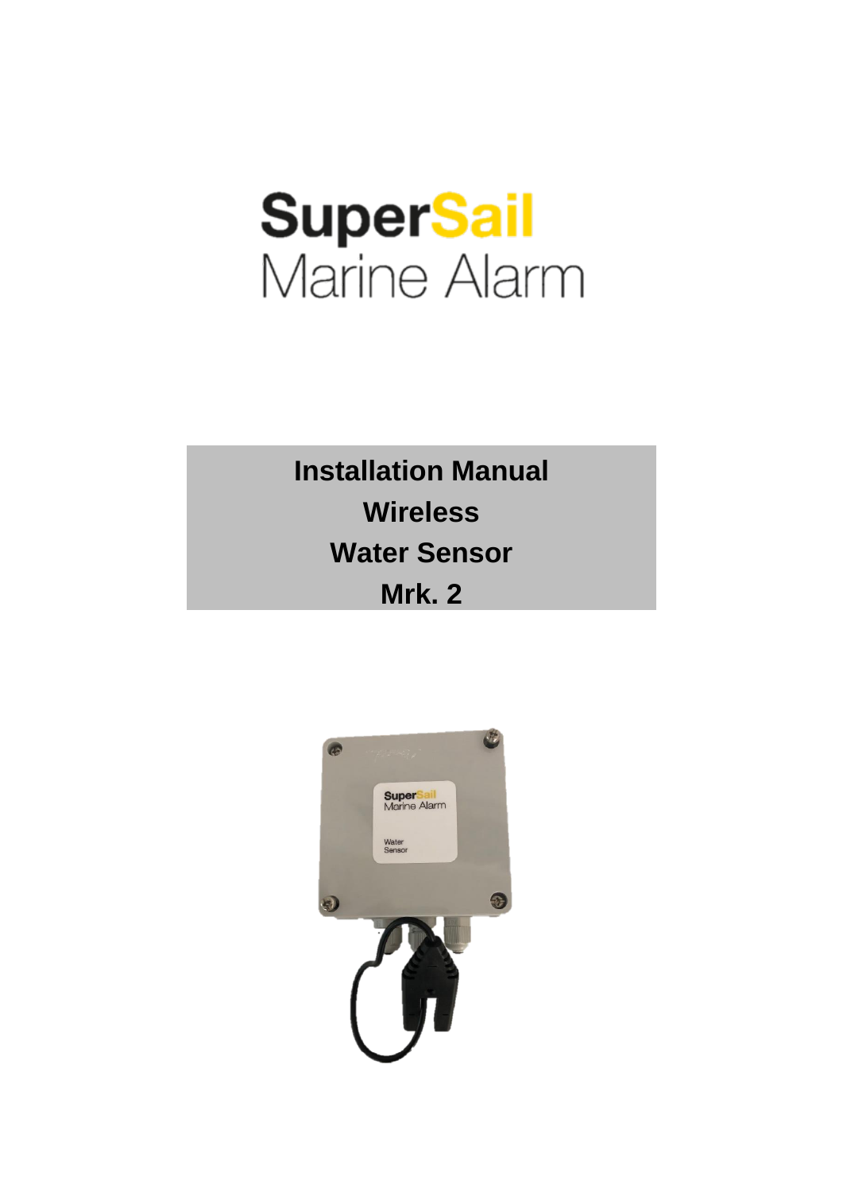# SuperSail
## Marine Alarm

**Installation Manual**

**Wireless**

**Water Sensor**

**Mrk. 2**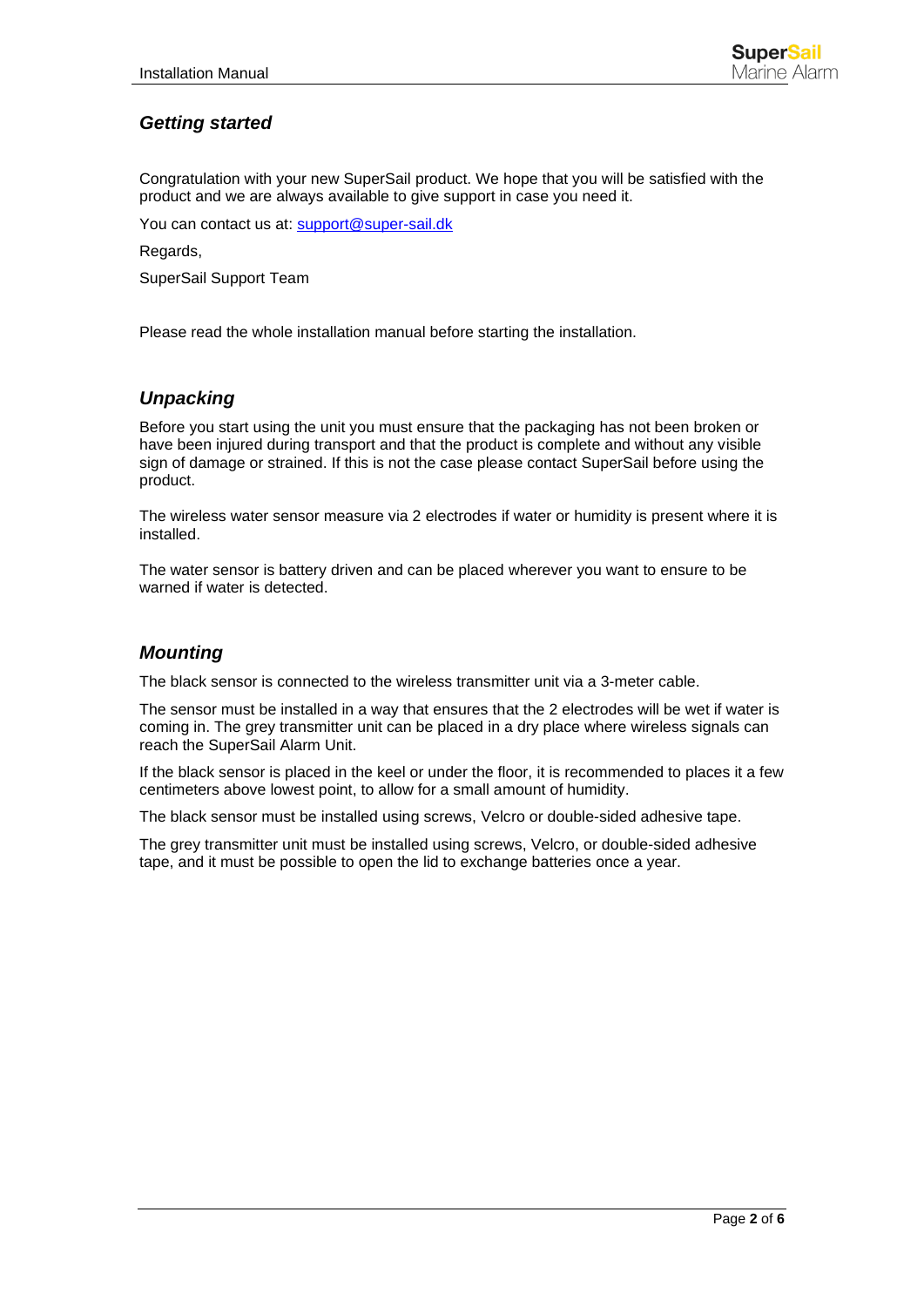## *Getting started*

Congratulation with your new SuperSail product. We hope that you will be satisfied with the product and we are always available to give support in case you need it.

You can contact us at: [support@super-sail.dk](mailto:support@super-sail.dk)

Regards,

SuperSail Support Team

Please read the whole installation manual before starting the installation.

## *Unpacking*

Before you start using the unit you must ensure that the packaging has not been broken or have been injured during transport and that the product is complete and without any visible sign of damage or strained. If this is not the case please contact SuperSail before using the product.

The wireless water sensor measure via 2 electrodes if water or humidity is present where it is installed.

The water sensor is battery driven and can be placed wherever you want to ensure to be warned if water is detected.

## *Mounting*

The black sensor is connected to the wireless transmitter unit via a 3-meter cable.

The sensor must be installed in a way that ensures that the 2 electrodes will be wet if water is coming in. The grey transmitter unit can be placed in a dry place where wireless signals can reach the SuperSail Alarm Unit.

If the black sensor is placed in the keel or under the floor, it is recommended to places it a few centimeters above lowest point, to allow for a small amount of humidity.

The black sensor must be installed using screws, Velcro or double-sided adhesive tape.

The grey transmitter unit must be installed using screws, Velcro, or double-sided adhesive tape, and it must be possible to open the lid to exchange batteries once a year.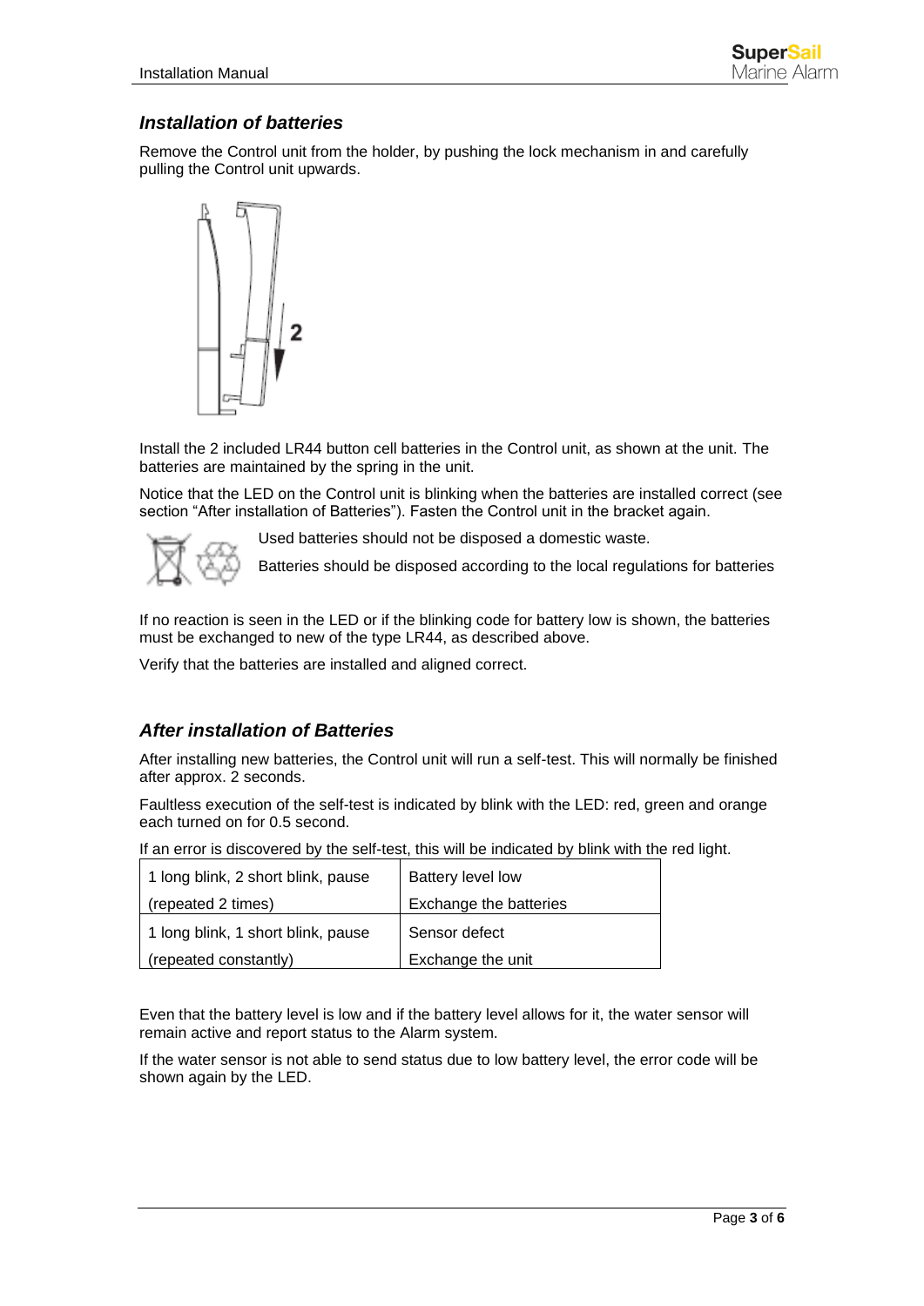## *Installation of batteries*

Remove the Control unit from the holder, by pushing the lock mechanism in and carefully pulling the Control unit upwards.

Install the 2 included LR44 button cell batteries in the Control unit, as shown at the unit. The batteries are maintained by the spring in the unit.

Notice that the LED on the Control unit is blinking when the batteries are installed correct (see section "After installation of Batteries"). Fasten the Control unit in the bracket again.

Used batteries should not be disposed a domestic waste.

Batteries should be disposed according to the local regulations for batteries

If no reaction is seen in the LED or if the blinking code for battery low is shown, the batteries must be exchanged to new of the type LR44, as described above.

Verify that the batteries are installed and aligned correct.

## *After installation of Batteries*

After installing new batteries, the Control unit will run a self-test. This will normally be finished after approx. 2 seconds.

Faultless execution of the self-test is indicated by blink with the LED: red, green and orange each turned on for 0.5 second.

If an error is discovered by the self-test, this will be indicated by blink with the red light.

| Blink code | Meaning |
|---|---|
| 1 long blink, 2 short blink, pause (repeated 2 times) | Battery level low Exchange the batteries |
| 1 long blink, 1 short blink, pause (repeated constantly) | Sensor defect Exchange the unit |

Even that the battery level is low and if the battery level allows for it, the water sensor will remain active and report status to the Alarm system.

If the water sensor is not able to send status due to low battery level, the error code will be shown again by the LED.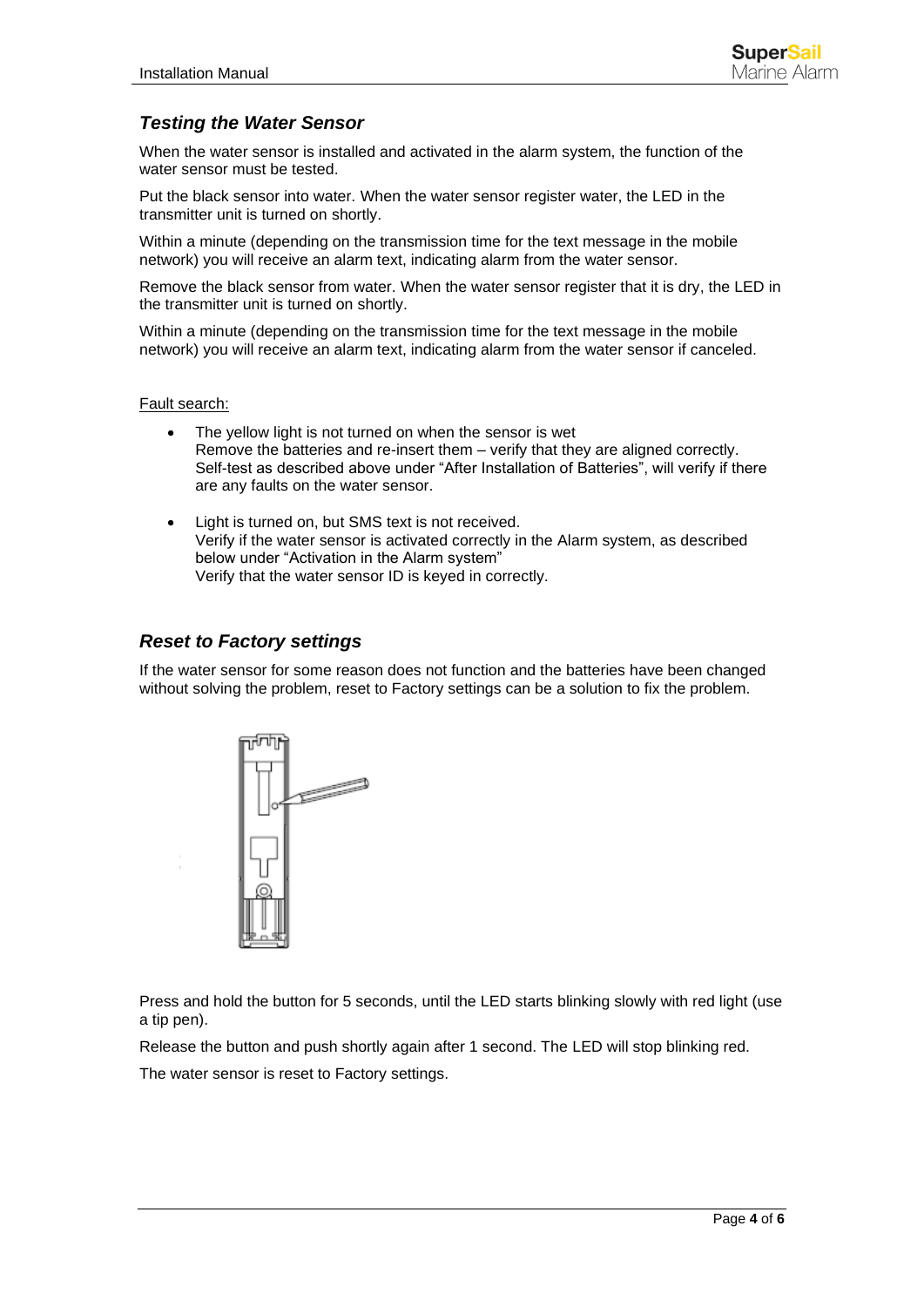## Testing the Water Sensor

When the water sensor is installed and activated in the alarm system, the function of the water sensor must be tested.

Put the black sensor into water. When the water sensor register water, the LED in the transmitter unit is turned on shortly.

Within a minute (depending on the transmission time for the text message in the mobile network) you will receive an alarm text, indicating alarm from the water sensor.

Remove the black sensor from water. When the water sensor register that it is dry, the LED in the transmitter unit is turned on shortly.

Within a minute (depending on the transmission time for the text message in the mobile network) you will receive an alarm text, indicating alarm from the water sensor if canceled.

Fault search:

- The yellow light is not turned on when the sensor is wet
  Remove the batteries and re-insert them – verify that they are aligned correctly.
  Self-test as described above under "After Installation of Batteries", will verify if there are any faults on the water sensor.

- Light is turned on, but SMS text is not received.
  Verify if the water sensor is activated correctly in the Alarm system, as described below under "Activation in the Alarm system"
  Verify that the water sensor ID is keyed in correctly.

## Reset to Factory settings

If the water sensor for some reason does not function and the batteries have been changed without solving the problem, reset to Factory settings can be a solution to fix the problem.

Press and hold the button for 5 seconds, until the LED starts blinking slowly with red light (use a tip pen).

Release the button and push shortly again after 1 second. The LED will stop blinking red.

The water sensor is reset to Factory settings.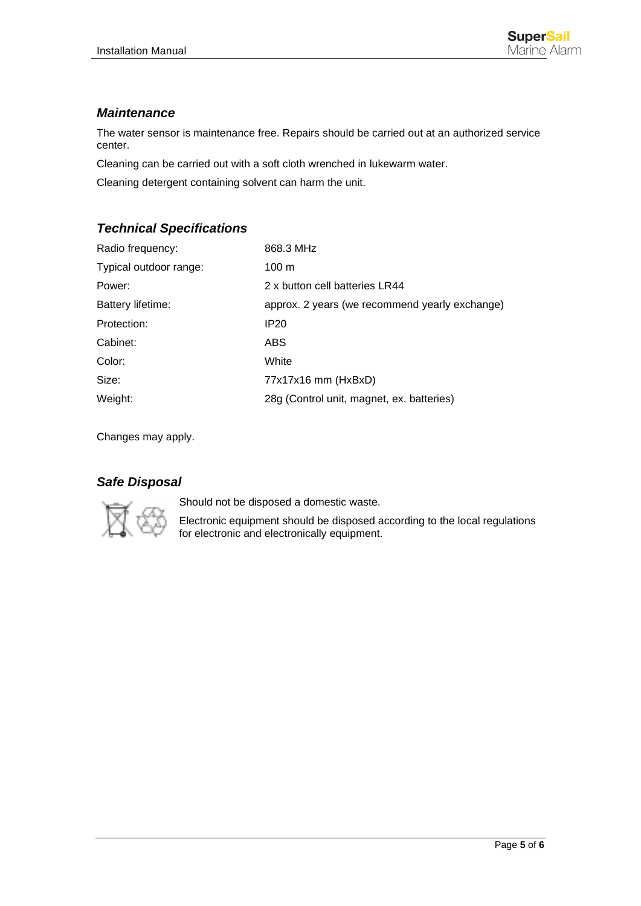### *Maintenance*

The water sensor is maintenance free. Repairs should be carried out at an authorized service center.

Cleaning can be carried out with a soft cloth wrenched in lukewarm water.

Cleaning detergent containing solvent can harm the unit.

### *Technical Specifications*

| | |
|---|---|
| Radio frequency: | 868.3 MHz |
| Typical outdoor range: | 100 m |
| Power: | 2 x button cell batteries LR44 |
| Battery lifetime: | approx. 2 years (we recommend yearly exchange) |
| Protection: | IP20 |
| Cabinet: | ABS |
| Color: | White |
| Size: | 77x17x16 mm (HxBxD) |
| Weight: | 28g (Control unit, magnet, ex. batteries) |

Changes may apply.

### *Safe Disposal*

Should not be disposed a domestic waste.

Electronic equipment should be disposed according to the local regulations for electronic and electronically equipment.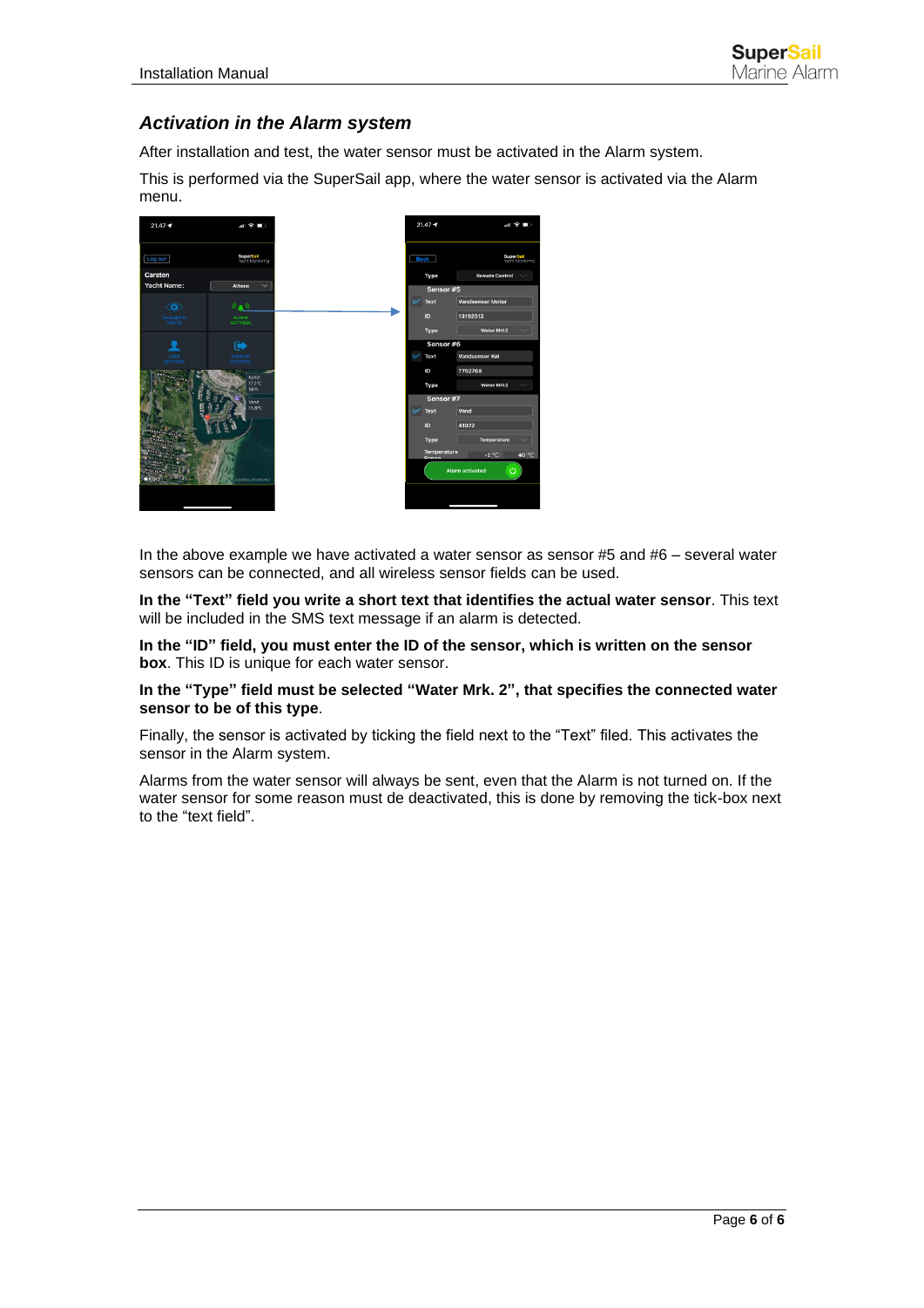## *Activation in the Alarm system*

After installation and test, the water sensor must be activated in the Alarm system.

This is performed via the SuperSail app, where the water sensor is activated via the Alarm menu.

In the above example we have activated a water sensor as sensor #5 and #6 – several water sensors can be connected, and all wireless sensor fields can be used.

**In the "Text" field you write a short text that identifies the actual water sensor**. This text will be included in the SMS text message if an alarm is detected.

**In the "ID" field, you must enter the ID of the sensor, which is written on the sensor box**. This ID is unique for each water sensor.

**In the "Type" field must be selected "Water Mrk. 2", that specifies the connected water sensor to be of this type**.

Finally, the sensor is activated by ticking the field next to the "Text" filed. This activates the sensor in the Alarm system.

Alarms from the water sensor will always be sent, even that the Alarm is not turned on. If the water sensor for some reason must de deactivated, this is done by removing the tick-box next to the "text field".